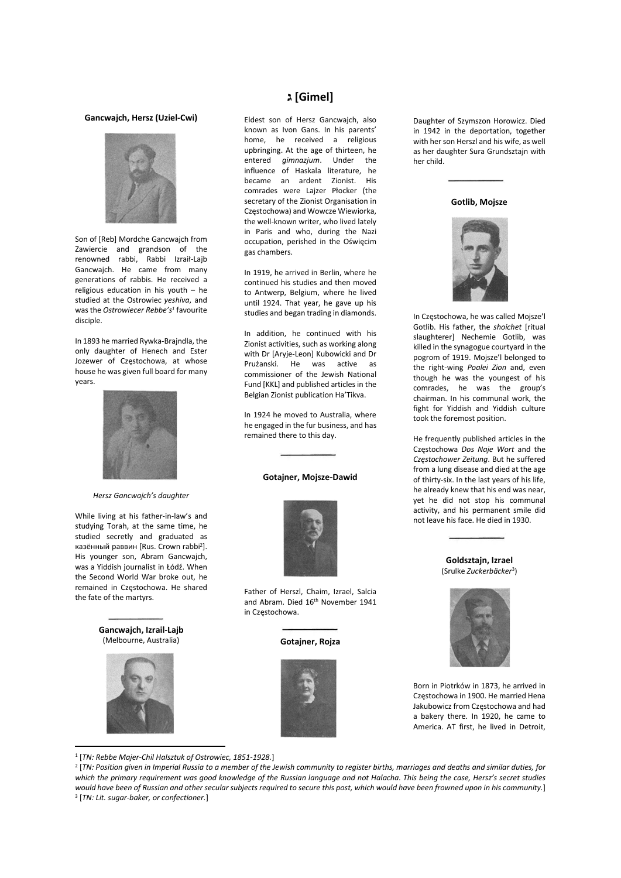# ג [Gimel]

### Gancwajch, Hersz (Uziel-Cwi)

Son of [Reb] Mordche Gancwajch from Zawiercie and grandson of the renowned rabbi, Rabbi Izrail-Lajb Gancwajch. He came from many generations of rabbis. He received a religious education in his youth – he studied at the Ostrowiec *yeshiva*, and was the *Ostrowiecer Rebbe's*[1] favourite disciple.

In 1893 he married Rywka-Brajndla, the only daughter of Henech and Ester Jozewer of Częstochowa, at whose house he was given full board for many years.

*Hersz Gancwajch's daughter*

While living at his father-in-law's and studying Torah, at the same time, he studied secretly and graduated as казённый раввин [Rus. Crown rabbi[2]]. His younger son, Abram Gancwajch, was a Yiddish journalist in Łódź. When the Second World War broke out, he remained in Częstochowa. He shared the fate of the martyrs.

---

### Gancwajch, Izrail-Lajb
(Melbourne, Australia)

Eldest son of Hersz Gancwajch, also known as Ivon Gans. In his parents' home, he received a religious upbringing. At the age of thirteen, he entered *gimnazjum*. Under the influence of Haskala literature, he became an ardent Zionist. His comrades were Lajzer Płocker (the secretary of the Zionist Organisation in Częstochowa) and Wowcze Wiewiorka, the well-known writer, who lived lately in Paris and who, during the Nazi occupation, perished in the Oświęcim gas chambers.

In 1919, he arrived in Berlin, where he continued his studies and then moved to Antwerp, Belgium, where he lived until 1924. That year, he gave up his studies and began trading in diamonds.

In addition, he continued with his Zionist activities, such as working along with Dr [Aryje-Leon] Kubowicki and Dr Prużanski. He was active as commissioner of the Jewish National Fund [KKL] and published articles in the Belgian Zionist publication Ha'Tikva.

In 1924 he moved to Australia, where he engaged in the fur business, and has remained there to this day.

---

### Gotajner, Mojsze-Dawid

Father of Herszl, Chaim, Izrael, Salcia and Abram. Died 16th November 1941 in Częstochowa.

---

### Gotajner, Rojza

Daughter of Szymszon Horowicz. Died in 1942 in the deportation, together with her son Herszl and his wife, as well as her daughter Sura Grundsztajn with her child.

---

### Gotlib, Mojsze

In Częstochowa, he was called Mojsze'l Gotlib. His father, the *shoichet* [ritual slaughterer] Nechemie Gotlib, was killed in the synagogue courtyard in the pogrom of 1919. Mojsze'l belonged to the right-wing *Poalei Zion* and, even though he was the youngest of his comrades, he was the group's chairman. In his communal work, the fight for Yiddish and Yiddish culture took the foremost position.

He frequently published articles in the Częstochowa *Dos Naje Wort* and the *Częstochower Zeitung*. But he suffered from a lung disease and died at the age of thirty-six. In the last years of his life, he already knew that his end was near, yet he did not stop his communal activity, and his permanent smile did not leave his face. He died in 1930.

---

### Goldsztajn, Izrael
(Srulke *Zuckerbäcker*[3])

Born in Piotrków in 1873, he arrived in Częstochowa in 1900. He married Hena Jakubowicz from Częstochowa and had a bakery there. In 1920, he came to America. AT first, he lived in Detroit,

---

[1] [*TN: Rebbe Majer-Chil Halsztuk of Ostrowiec, 1851-1928.*]

[2] [*TN: Position given in Imperial Russia to a member of the Jewish community to register births, marriages and deaths and similar duties, for which the primary requirement was good knowledge of the Russian language and not Halacha. This being the case, Hersz's secret studies would have been of Russian and other secular subjects required to secure this post, which would have been frowned upon in his community.*]

[3] [*TN: Lit. sugar-baker, or confectioner.*]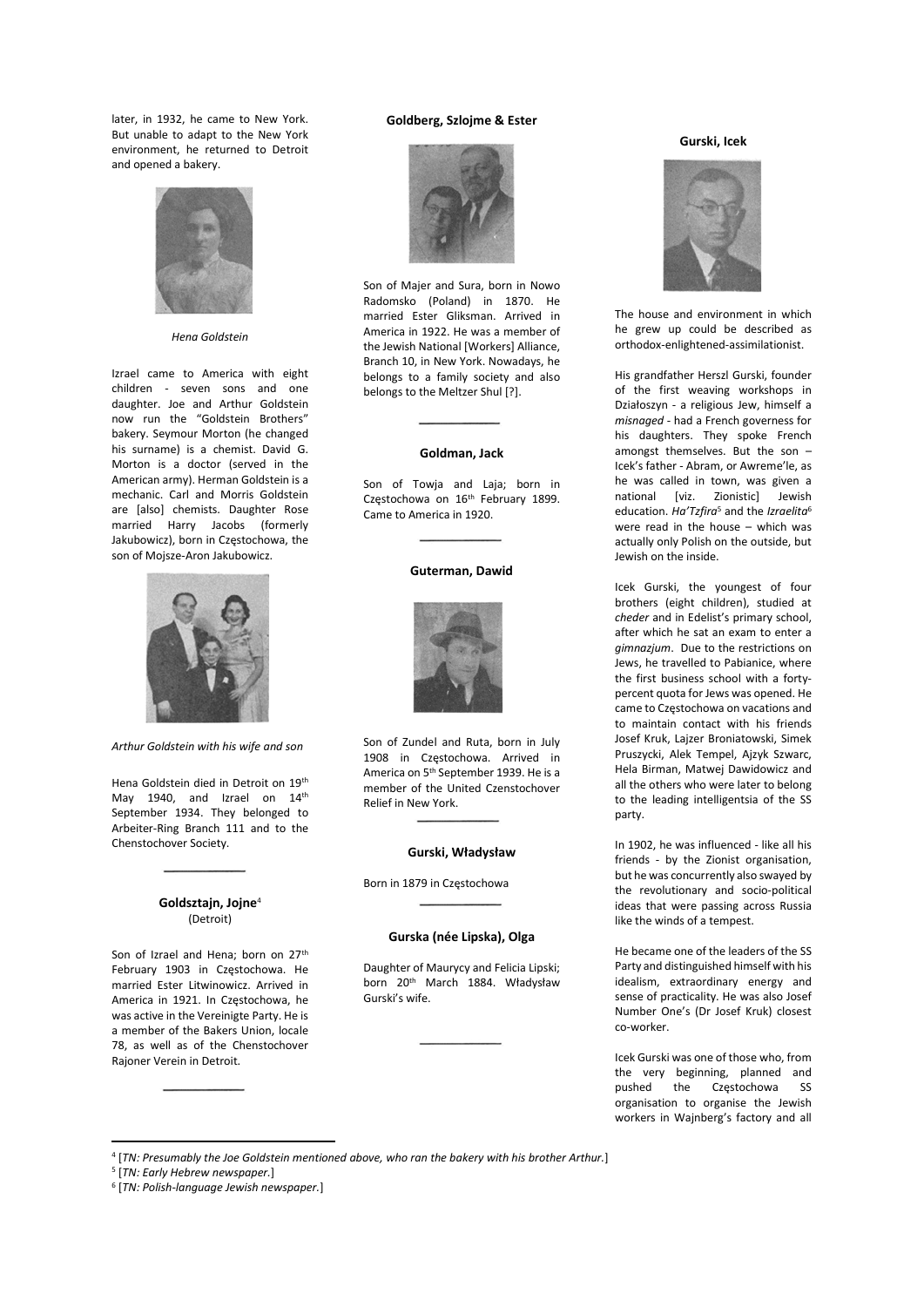later, in 1932, he came to New York. But unable to adapt to the New York environment, he returned to Detroit and opened a bakery.

*Hena Goldstein*

Izrael came to America with eight children - seven sons and one daughter. Joe and Arthur Goldstein now run the "Goldstein Brothers" bakery. Seymour Morton (he changed his surname) is a chemist. David G. Morton is a doctor (served in the American army). Herman Goldstein is a mechanic. Carl and Morris Goldstein are [also] chemists. Daughter Rose married Harry Jacobs (formerly Jakubowicz), born in Częstochowa, the son of Mojsze-Aron Jakubowicz.

*Arthur Goldstein with his wife and son*

Hena Goldstein died in Detroit on 19th May 1940, and Izrael on 14th September 1934. They belonged to Arbeiter-Ring Branch 111 and to the Chenstochover Society.

---

### Goldsztajn, Jojne[4]
(Detroit)

Son of Izrael and Hena; born on 27th February 1903 in Częstochowa. He married Ester Litwinowicz. Arrived in America in 1921. In Częstochowa, he was active in the Vereinigte Party. He is a member of the Bakers Union, locale 78, as well as of the Chenstochover Rajoner Verein in Detroit.

---

### Goldberg, Szlojme & Ester

Son of Majer and Sura, born in Nowo Radomsko (Poland) in 1870. He married Ester Gliksman. Arrived in America in 1922. He was a member of the Jewish National [Workers] Alliance, Branch 10, in New York. Nowadays, he belongs to a family society and also belongs to the Meltzer Shul [?].

---

### Goldman, Jack

Son of Towja and Laja; born in Częstochowa on 16th February 1899. Came to America in 1920.

---

### Guterman, Dawid

Son of Zundel and Ruta, born in July 1908 in Częstochowa. Arrived in America on 5th September 1939. He is a member of the United Czenstochover Relief in New York.

---

### Gurski, Władysław

Born in 1879 in Częstochowa

---

### Gurska (née Lipska), Olga

Daughter of Maurycy and Felicia Lipski; born 20th March 1884. Władysław Gurski's wife.

---

### Gurski, Icek

The house and environment in which he grew up could be described as orthodox-enlightened-assimilationist.

His grandfather Herszl Gurski, founder of the first weaving workshops in Działoszyn - a religious Jew, himself a *misnaged* - had a French governess for his daughters. They spoke French amongst themselves. But the son – Icek's father - Abram, or Awreme'le, as he was called in town, was given a national [viz. Zionistic] Jewish education. *Ha'Tzfira*[5] and the *Izraelita*[6] were read in the house – which was actually only Polish on the outside, but Jewish on the inside.

Icek Gurski, the youngest of four brothers (eight children), studied at *cheder* and in Edelist's primary school, after which he sat an exam to enter a *gimnazjum*. Due to the restrictions on Jews, he travelled to Pabianice, where the first business school with a forty-percent quota for Jews was opened. He came to Częstochowa on vacations and to maintain contact with his friends Josef Kruk, Lajzer Broniatowski, Simek Pruszycki, Alek Tempel, Ajzyk Szwarc, Hela Birman, Matwej Dawidowicz and all the others who were later to belong to the leading intelligentsia of the SS party.

In 1902, he was influenced - like all his friends - by the Zionist organisation, but he was concurrently also swayed by the revolutionary and socio-political ideas that were passing across Russia like the winds of a tempest.

He became one of the leaders of the SS Party and distinguished himself with his idealism, extraordinary energy and sense of practicality. He was also Josef Number One's (Dr Josef Kruk) closest co-worker.

Icek Gurski was one of those who, from the very beginning, planned and pushed the Częstochowa SS organisation to organise the Jewish workers in Wajnberg's factory and all

---

[4] [*TN: Presumably the Joe Goldstein mentioned above, who ran the bakery with his brother Arthur.*]

[5] [*TN: Early Hebrew newspaper.*]

[6] [*TN: Polish-language Jewish newspaper.*]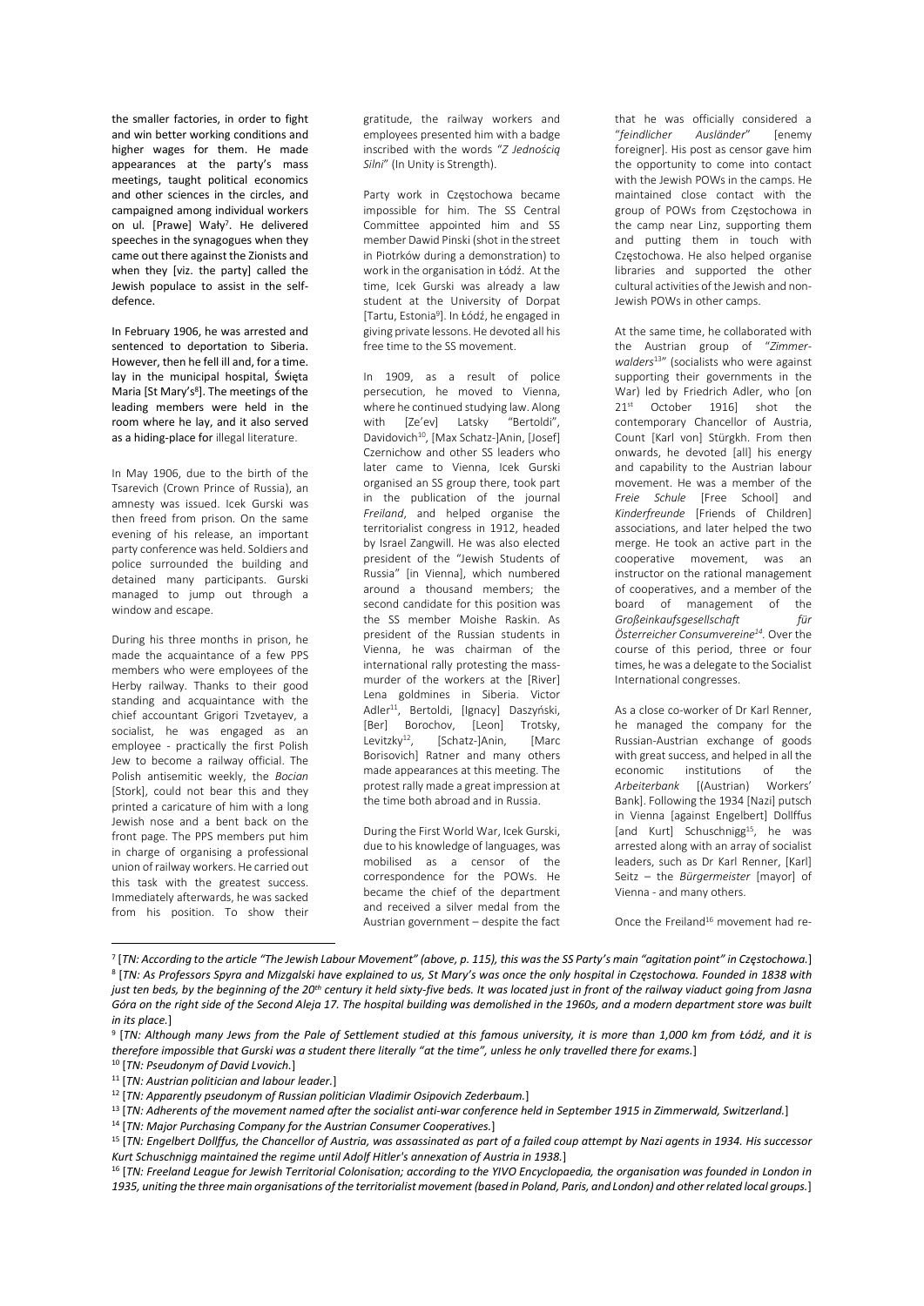the smaller factories, in order to fight and win better working conditions and higher wages for them. He made appearances at the party's mass meetings, taught political economics and other sciences in the circles, and campaigned among individual workers on ul. [Prawe] Wały[7]. He delivered speeches in the synagogues when they came out there against the Zionists and when they [viz. the party] called the Jewish populace to assist in the self-defence.

In February 1906, he was arrested and sentenced to deportation to Siberia. However, then he fell ill and, for a time. lay in the municipal hospital, Święta Maria [St Mary's[8]]. The meetings of the leading members were held in the room where he lay, and it also served as a hiding-place for illegal literature.

In May 1906, due to the birth of the Tsarevich (Crown Prince of Russia), an amnesty was issued. Icek Gurski was then freed from prison. On the same evening of his release, an important party conference was held. Soldiers and police surrounded the building and detained many participants. Gurski managed to jump out through a window and escape.

During his three months in prison, he made the acquaintance of a few PPS members who were employees of the Herby railway. Thanks to their good standing and acquaintance with the chief accountant Grigori Tzvetayev, a socialist, he was engaged as an employee - practically the first Polish Jew to become a railway official. The Polish antisemitic weekly, the *Bocian* [Stork], could not bear this and they printed a caricature of him with a long Jewish nose and a bent back on the front page. The PPS members put him in charge of organising a professional union of railway workers. He carried out this task with the greatest success. Immediately afterwards, he was sacked from his position. To show their gratitude, the railway workers and employees presented him with a badge inscribed with the words "*Z Jednością Silni*" (In Unity is Strength).

Party work in Częstochowa became impossible for him. The SS Central Committee appointed him and SS member Dawid Pinski (shot in the street in Piotrków during a demonstration) to work in the organisation in Łódź. At the time, Icek Gurski was already a law student at the University of Dorpat [Tartu, Estonia[9]]. In Łódź, he engaged in giving private lessons. He devoted all his free time to the SS movement.

In 1909, as a result of police persecution, he moved to Vienna, where he continued studying law. Along with [Ze'ev] Latsky "Bertoldi", Davidovich[10], [Max Schatz-]Anin, [Josef] Czernichow and other SS leaders who later came to Vienna, Icek Gurski organised an SS group there, took part in the publication of the journal *Freiland*, and helped organise the territorialist congress in 1912, headed by Israel Zangwill. He was also elected president of the "Jewish Students of Russia" [in Vienna], which numbered around a thousand members; the second candidate for this position was the SS member Moishe Raskin. As president of the Russian students in Vienna, he was chairman of the international rally protesting the mass-murder of the workers at the [River] Lena goldmines in Siberia. Victor Adler[11], Bertoldi, [Ignacy] Daszyński, [Ber] Borochov, [Leon] Trotsky, Levitzky[12], [Schatz-]Anin, [Marc Borisovich] Ratner and many others made appearances at this meeting. The protest rally made a great impression at the time both abroad and in Russia.

During the First World War, Icek Gurski, due to his knowledge of languages, was mobilised as a censor of the correspondence for the POWs. He became the chief of the department and received a silver medal from the Austrian government – despite the fact that he was officially considered a "*feindlicher Ausländer*" [enemy foreigner]. His post as censor gave him the opportunity to come into contact with the Jewish POWs in the camps. He maintained close contact with the group of POWs from Częstochowa in the camp near Linz, supporting them and putting them in touch with Częstochowa. He also helped organise libraries and supported the other cultural activities of the Jewish and non-Jewish POWs in other camps.

At the same time, he collaborated with the Austrian group of "*Zimmerwalders*[13]" (socialists who were against supporting their governments in the War) led by Friedrich Adler, who [on 21st October 1916] shot the contemporary Chancellor of Austria, Count [Karl von] Stürgkh. From then onwards, he devoted [all] his energy and capability to the Austrian labour movement. He was a member of the *Freie Schule* [Free School] and *Kinderfreunde* [Friends of Children] associations, and later helped the two merge. He took an active part in the cooperative movement, was an instructor on the rational management of cooperatives, and a member of the board of management of the *Großeinkaufsgesellschaft für Österreicher Consumvereine*[14]. Over the course of this period, three or four times, he was a delegate to the Socialist International congresses.

As a close co-worker of Dr Karl Renner, he managed the company for the Russian-Austrian exchange of goods with great success, and helped in all the economic institutions of the *Arbeiterbank* [(Austrian) Workers' Bank]. Following the 1934 [Nazi] putsch in Vienna [against Engelbert] Dollfus [and Kurt] Schuschnigg[15], he was arrested along with an array of socialist leaders, such as Dr Karl Renner, [Karl] Seitz – the *Bürgermeister* [mayor] of Vienna - and many others.

Once the Freiland[16] movement had re-

---

[7] [*TN: According to the article "The Jewish Labour Movement" (above, p. 115), this was the SS Party's main "agitation point" in Częstochowa.*]

[8] [*TN: As Professors Spyra and Mizgalski have explained to us, St Mary's was once the only hospital in Częstochowa. Founded in 1838 with just ten beds, by the beginning of the 20th century it held sixty-five beds. It was located just in front of the railway viaduct going from Jasna Góra on the right side of the Second Aleja 17. The hospital building was demolished in the 1960s, and a modern department store was built in its place.*]

[9] [*TN: Although many Jews from the Pale of Settlement studied at this famous university, it is more than 1,000 km from Łódź, and it is therefore impossible that Gurski was a student there literally "at the time", unless he only travelled there for exams.*]

[10] [*TN: Pseudonym of David Lvovich.*]

[11] [*TN: Austrian politician and labour leader.*]

[12] [*TN: Apparently pseudonym of Russian politician Vladimir Osipovich Zederbaum.*]

[13] [*TN: Adherents of the movement named after the socialist anti-war conference held in September 1915 in Zimmerwald, Switzerland.*]

[14] [*TN: Major Purchasing Company for the Austrian Consumer Cooperatives.*]

[15] [*TN: Engelbert Dollffus, the Chancellor of Austria, was assassinated as part of a failed coup attempt by Nazi agents in 1934. His successor Kurt Schuschnigg maintained the regime until Adolf Hitler's annexation of Austria in 1938.*]

[16] [*TN: Freeland League for Jewish Territorial Colonisation; according to the YIVO Encyclopaedia, the organisation was founded in London in 1935, uniting the three main organisations of the territorialist movement (based in Poland, Paris, and London) and other related local groups.*]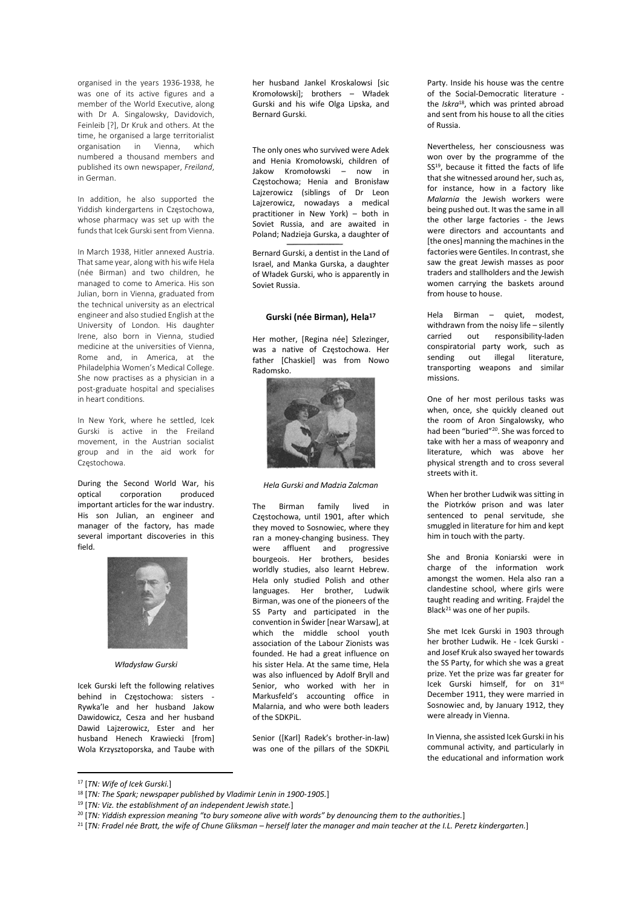organised in the years 1936-1938, he was one of its active figures and a member of the World Executive, along with Dr A. Singalowsky, Davidovich, Feinleib [?], Dr Kruk and others. At the time, he organised a large territorialist organisation in Vienna, which numbered a thousand members and published its own newspaper, *Freiland*, in German.

In addition, he also supported the Yiddish kindergartens in Częstochowa, whose pharmacy was set up with the funds that Icek Gurski sent from Vienna.

In March 1938, Hitler annexed Austria. That same year, along with his wife Hela (née Birman) and two children, he managed to come to America. His son Julian, born in Vienna, graduated from the technical university as an electrical engineer and also studied English at the University of London. His daughter Irene, also born in Vienna, studied medicine at the universities of Vienna, Rome and, in America, at the Philadelphia Women's Medical College. She now practises as a physician in a post-graduate hospital and specialises in heart conditions.

In New York, where he settled, Icek Gurski is active in the Freiland movement, in the Austrian socialist group and in the aid work for Częstochowa.

During the Second World War, his optical corporation produced important articles for the war industry. His son Julian, an engineer and manager of the factory, has made several important discoveries in this field.

*Władysław Gurski*

Icek Gurski left the following relatives behind in Częstochowa: sisters - Rywka'le and her husband Jakow Dawidowicz, Cesza and her husband Dawid Lajzerowicz, Ester and her husband Henech Krawiecki [from] Wola Krzysztoporska, and Taube with her husband Jankel Kroskalowsi [sic Kromołowski]; brothers – Władek Gurski and his wife Olga Lipska, and Bernard Gurski.

The only ones who survived were Adek and Henia Kromołowski, children of Jakow Kromołowski – now in Częstochowa; Henia and Bronisław Lajzerowicz (siblings of Dr Leon Lajzerowicz, nowadays a medical practitioner in New York) – both in Soviet Russia, and are awaited in Poland; Nadzieja Gurska, a daughter of Bernard Gurski, a dentist in the Land of Israel, and Manka Gurska, a daughter of Władek Gurski, who is apparently in Soviet Russia.

### Gurski (née Birman), Hela[17]

Her mother, [Regina née] Szlezinger, was a native of Częstochowa. Her father [Chaskiel] was from Nowo Radomsko.

*Hela Gurski and Madzia Zalcman*

The Birman family lived in Częstochowa, until 1901, after which they moved to Sosnowiec, where they ran a money-changing business. They were affluent and progressive bourgeois. Her brothers, besides worldly studies, also learnt Hebrew. Hela only studied Polish and other languages. Her brother, Ludwik Birman, was one of the pioneers of the SS Party and participated in the convention in Świder [near Warsaw], at which the middle school youth association of the Labour Zionists was founded. He had a great influence on his sister Hela. At the same time, Hela was also influenced by Adolf Bryll and Senior, who worked with her in Markusfeld's accounting office in Malarnia, and who were both leaders of the SDKPiL.

Senior ([Karl] Radek's brother-in-law) was one of the pillars of the SDKPiL Party. Inside his house was the centre of the Social-Democratic literature - the *Iskra*[18], which was printed abroad and sent from his house to all the cities of Russia.

Nevertheless, her consciousness was won over by the programme of the SS[19], because it fitted the facts of life that she witnessed around her, such as, for instance, how in a factory like *Malarnia* the Jewish workers were being pushed out. It was the same in all the other large factories - the Jews were directors and accountants and [the ones] manning the machines in the factories were Gentiles. In contrast, she saw the great Jewish masses as poor traders and stallholders and the Jewish women carrying the baskets around from house to house.

Hela Birman – quiet, modest, withdrawn from the noisy life – silently carried out responsibility-laden conspiratorial party work, such as sending out illegal literature, transporting weapons and similar missions.

One of her most perilous tasks was when, once, she quickly cleaned out the room of Aron Singalowsky, who had been "buried"[20]. She was forced to take with her a mass of weaponry and literature, which was above her physical strength and to cross several streets with it.

When her brother Ludwik was sitting in the Piotrków prison and was later sentenced to penal servitude, she smuggled in literature for him and kept him in touch with the party.

She and Bronia Koniarski were in charge of the information work amongst the women. Hela also ran a clandestine school, where girls were taught reading and writing. Frajdel the Black[21] was one of her pupils.

She met Icek Gurski in 1903 through her brother Ludwik. He - Icek Gurski - and Josef Kruk also swayed her towards the SS Party, for which she was a great prize. Yet the prize was far greater for Icek Gurski himself, for on 31st December 1911, they were married in Sosnowiec and, by January 1912, they were already in Vienna.

In Vienna, she assisted Icek Gurski in his communal activity, and particularly in the educational and information work

---

[17] [*TN: Wife of Icek Gurski.*]

[18] [*TN: The Spark; newspaper published by Vladimir Lenin in 1900-1905.*]

[19] [*TN: Viz. the establishment of an independent Jewish state.*]

[20] [*TN: Yiddish expression meaning "to bury someone alive with words" by denouncing them to the authorities.*]

[21] [*TN: Fradel née Bratt, the wife of Chune Gliksman – herself later the manager and main teacher at the I.L. Peretz kindergarten.*]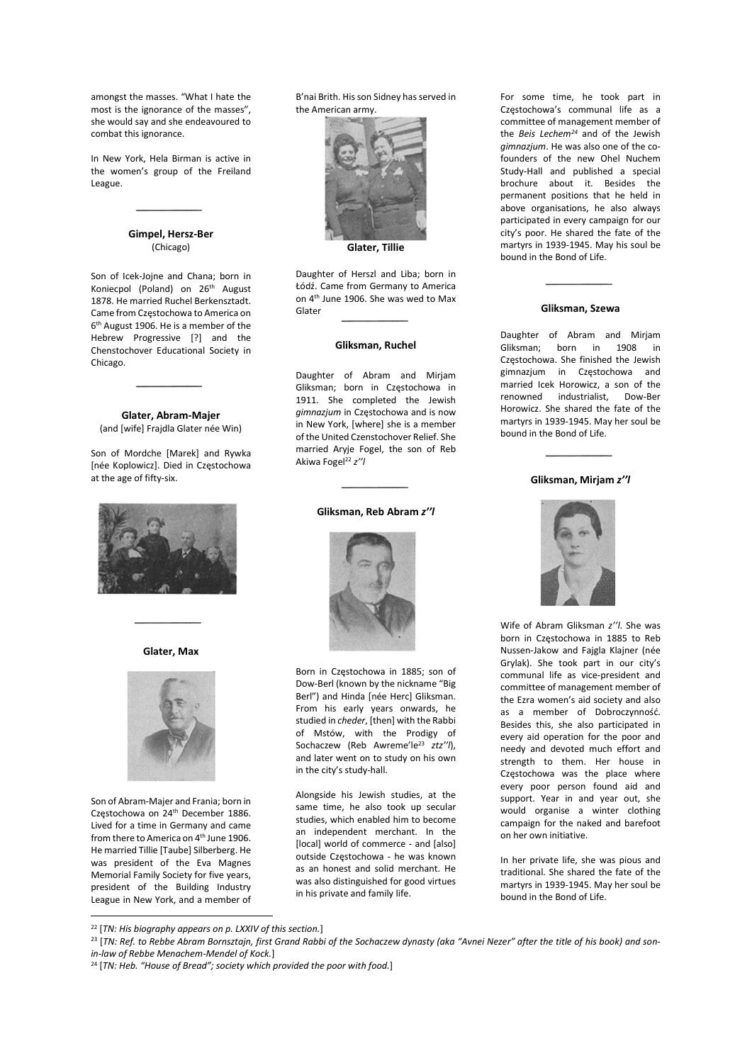amongst the masses. "What I hate the most is the ignorance of the masses", she would say and she endeavoured to combat this ignorance.

In New York, Hela Birman is active in the women's group of the Freiland League.

---

### Gimpel, Hersz-Ber
(Chicago)

Son of Icek-Jojne and Chana; born in Koniecpol (Poland) on 26th August 1878. He married Ruchel Berkensztadt. Came from Częstochowa to America on 6th August 1906. He is a member of the Hebrew Progressive [?] and the Chenstochover Educational Society in Chicago.

---

### Glater, Abram-Majer
(and [wife] Frajdla Glater née Win)

Son of Mordche [Marek] and Rywka [née Koplowicz]. Died in Częstochowa at the age of fifty-six.

---

### Glater, Max

Son of Abram-Majer and Frania; born in Częstochowa on 24th December 1886. Lived for a time in Germany and came from there to America on 4th June 1906. He married Tillie [Taube] Silberberg. He was president of the Eva Magnes Memorial Family Society for five years, president of the Building Industry League in New York, and a member of B'nai Brith. His son Sidney has served in the American army.

### Glater, Tillie

Daughter of Herszl and Liba; born in Łódź. Came from Germany to America on 4th June 1906. She was wed to Max Glater

---

### Gliksman, Ruchel

Daughter of Abram and Mirjam Gliksman; born in Częstochowa in 1911. She completed the Jewish *gimnazjum* in Częstochowa and is now in New York, [where] she is a member of the United Czenstochover Relief. She married Aryje Fogel, the son of Reb Akiwa Fogel[22] *z''l*

---

### Gliksman, Reb Abram *z''l*

Born in Częstochowa in 1885; son of Dow-Berl (known by the nickname "Big Berl") and Hinda [née Herc] Gliksman. From his early years onwards, he studied in *cheder*, [then] with the Rabbi of Mstów, with the Prodigy of Sochaczew (Reb Awreme'le[23] *ztz''l*), and later went on to study on his own in the city's study-hall.

Alongside his Jewish studies, at the same time, he also took up secular studies, which enabled him to become an independent merchant. In the [local] world of commerce - and [also] outside Częstochowa - he was known as an honest and solid merchant. He was also distinguished for good virtues in his private and family life.

For some time, he took part in Częstochowa's communal life as a committee of management member of the *Beis Lechem*[24] and of the Jewish *gimnazjum*. He was also one of the co-founders of the new Ohel Nuchem Study-Hall and published a special brochure about it. Besides the permanent positions that he held in above organisations, he also always participated in every campaign for our city's poor. He shared the fate of the martyrs in 1939-1945. May his soul be bound in the Bond of Life.

---

### Gliksman, Szewa

Daughter of Abram and Mirjam Gliksman; born in 1908 in Częstochowa. She finished the Jewish gimnazjum in Częstochowa and married Icek Horowicz, a son of the renowned industrialist, Dow-Ber Horowicz. She shared the fate of the martyrs in 1939-1945. May her soul be bound in the Bond of Life.

---

### Gliksman, Mirjam *z''l*

Wife of Abram Gliksman *z''l*. She was born in Częstochowa in 1885 to Reb Nussen-Jakow and Fajgla Klajner (née Grylak). She took part in our city's communal life as vice-president and committee of management member of the Ezra women's aid society and also as a member of Dobroczynność. Besides this, she also participated in every aid operation for the poor and needy and devoted much effort and strength to them. Her house in Częstochowa was the place where every poor person found aid and support. Year in and year out, she would organise a winter clothing campaign for the naked and barefoot on her own initiative.

In her private life, she was pious and traditional. She shared the fate of the martyrs in 1939-1945. May her soul be bound in the Bond of Life.

---

[22] [*TN: His biography appears on p. LXXIV of this section.*]

[23] [*TN: Ref. to Rebbe Abram Bornsztajn, first Grand Rabbi of the Sochaczew dynasty (aka "Avnei Nezer" after the title of his book) and son-in-law of Rebbe Menachem-Mendel of Kock.*]

[24] [*TN: Heb. "House of Bread"; society which provided the poor with food.*]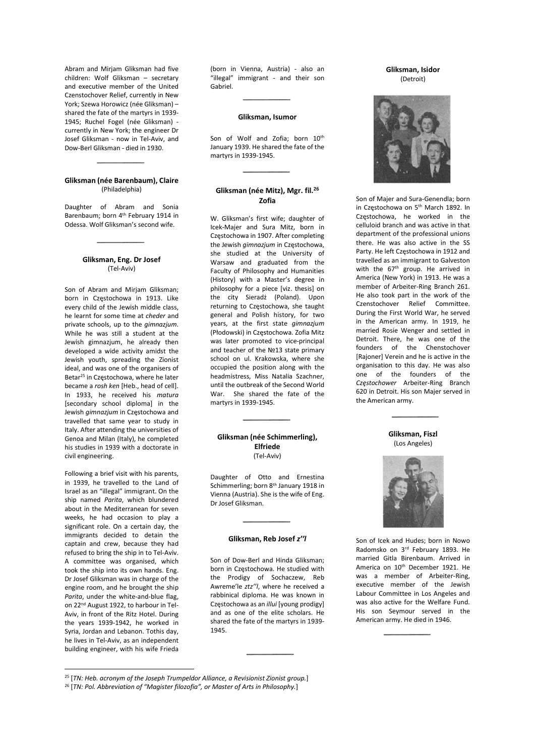Abram and Mirjam Gliksman had five children: Wolf Gliksman – secretary and executive member of the United Czenstochover Relief, currently in New York; Szewa Horowicz (née Gliksman) – shared the fate of the martyrs in 1939-1945; Ruchel Fogel (née Gliksman) - currently in New York; the engineer Dr Josef Gliksman - now in Tel-Aviv, and Dow-Berl Gliksman - died in 1930.

---

**Gliksman (née Barenbaum), Claire**
(Philadelphia)

Daughter of Abram and Sonia Barenbaum; born 4th February 1914 in Odessa. Wolf Gliksman's second wife.

---

**Gliksman, Eng. Dr Josef**
(Tel-Aviv)

Son of Abram and Mirjam Gliksman; born in Częstochowa in 1913. Like every child of the Jewish middle class, he learnt for some time at *cheder* and private schools, up to the *gimnazjum*. While he was still a student at the Jewish gimnazjum, he already then developed a wide activity amidst the Jewish youth, spreading the Zionist ideal, and was one of the organisers of Betar[25] in Częstochowa, where he later became a *rosh ken* [Heb., head of cell]. In 1933, he received his *matura* [secondary school diploma] in the Jewish *gimnazjum* in Częstochowa and travelled that same year to study in Italy. After attending the universities of Genoa and Milan (Italy), he completed his studies in 1939 with a doctorate in civil engineering.

Following a brief visit with his parents, in 1939, he travelled to the Land of Israel as an "illegal" immigrant. On the ship named *Parita*, which blundered about in the Mediterranean for seven weeks, he had occasion to play a significant role. On a certain day, the immigrants decided to detain the captain and crew, because they had refused to bring the ship in to Tel-Aviv. A committee was organised, which took the ship into its own hands. Eng. Dr Josef Gliksman was in charge of the engine room, and he brought the ship *Parita*, under the white-and-blue flag, on 22nd August 1922, to harbour in Tel-Aviv, in front of the Ritz Hotel. During the years 1939-1942, he worked in Syria, Jordan and Lebanon. Tothis day, he lives in Tel-Aviv, as an independent building engineer, with his wife Frieda (born in Vienna, Austria) - also an "illegal" immigrant - and their son Gabriel.

---

**Gliksman, Isumor**

Son of Wolf and Zofia; born 10th January 1939. He shared the fate of the martyrs in 1939-1945.

---

**Gliksman (née Mitz), Mgr. fil.[26] Zofia**

W. Gliksman's first wife; daughter of Icek-Majer and Sura Mitz, born in Częstochowa in 1907. After completing the Jewish *gimnazjum* in Częstochowa, she studied at the University of Warsaw and graduated from the Faculty of Philosophy and Humanities (History) with a Master's degree in philosophy for a piece [viz. thesis] on the city Sieradż (Poland). Upon returning to Częstochowa, she taught general and Polish history, for two years, at the first state *gimnazjum* (Płodowski) in Częstochowa. Zofia Mitz was later promoted to vice-principal and teacher of the №13 state primary school on ul. Krakowska, where she occupied the position along with the headmistress, Miss Natalia Szachner, until the outbreak of the Second World War. She shared the fate of the martyrs in 1939-1945.

---

**Gliksman (née Schimmerling), Elfriede**
(Tel-Aviv)

Daughter of Otto and Ernestina Schimmerling; born 8th January 1918 in Vienna (Austria). She is the wife of Eng. Dr Josef Gliksman.

---

**Gliksman, Reb Josef *z''l***

Son of Dow-Berl and Hinda Gliksman; born in Częstochowa. He studied with the Prodigy of Sochaczew, Reb Awreme'le *ztz''l*, where he received a rabbinical diploma. He was known in Częstochowa as an *illui* [young prodigy] and as one of the elite scholars. He shared the fate of the martyrs in 1939-1945.

---

**Gliksman, Isidor**
(Detroit)

Son of Majer and Sura-Genendla; born in Częstochowa on 5th March 1892. In Częstochowa, he worked in the celluloid branch and was active in that department of the professional unions there. He was also active in the SS Party. He left Częstochowa in 1912 and travelled as an immigrant to Galveston with the 67th group. He arrived in America (New York) in 1913. He was a member of Arbeiter-Ring Branch 261. He also took part in the work of the Czenstochover Relief Committee. During the First World War, he served in the American army. In 1919, he married Rosie Wenger and settled in Detroit. There, he was one of the founders of the Chenstochover [Rajoner] Verein and he is active in the organisation to this day. He was also one of the founders of the *Częstochower* Arbeiter-Ring Branch 620 in Detroit. His son Majer served in the American army.

---

**Gliksman, Fiszl**
(Los Angeles)

Son of Icek and Hudes; born in Nowo Radomsko on 3rd February 1893. He married Gitla Birenbaum. Arrived in America on 10th December 1921. He was a member of Arbeiter-Ring, executive member of the Jewish Labour Committee in Los Angeles and was also active for the Welfare Fund. His son Seymour served in the American army. He died in 1946.

---

[25] [*TN: Heb. acronym of the Joseph Trumpeldor Alliance, a Revisionist Zionist group.*]

[26] [*TN: Pol. Abbreviation of "Magister filozofia", or Master of Arts in Philosophy.*]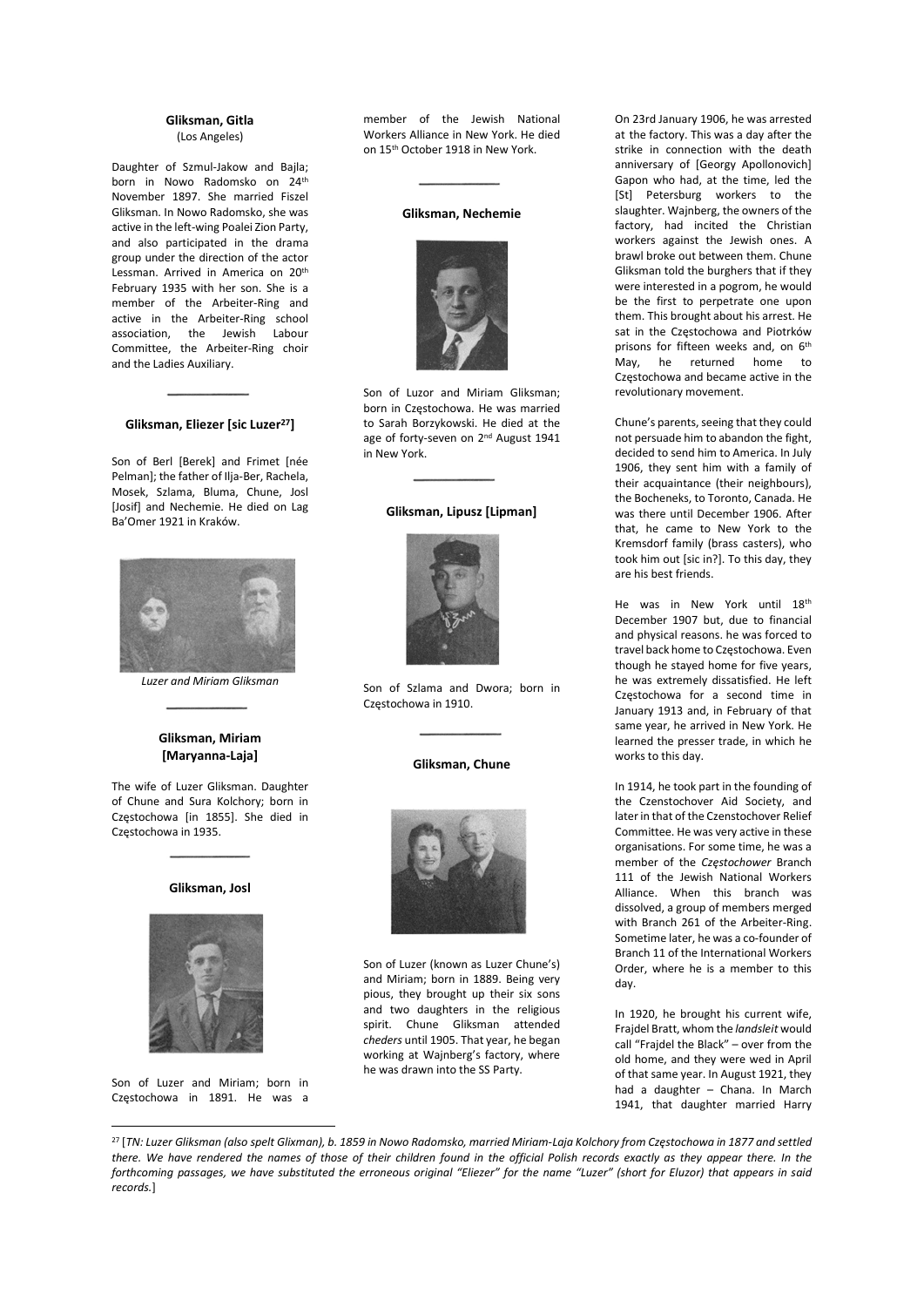**Gliksman, Gitla**
(Los Angeles)

Daughter of Szmul-Jakow and Bajla; born in Nowo Radomsko on 24th November 1897. She married Fiszel Gliksman. In Nowo Radomsko, she was active in the left-wing Poalei Zion Party, and also participated in the drama group under the direction of the actor Lessman. Arrived in America on 20th February 1935 with her son. She is a member of the Arbeiter-Ring and active in the Arbeiter-Ring school association, the Jewish Labour Committee, the Arbeiter-Ring choir and the Ladies Auxiliary.

---

**Gliksman, Eliezer [sic Luzer[27]]**

Son of Berl [Berek] and Frimet [née Pelman]; the father of Ilja-Ber, Rachela, Mosek, Szlama, Bluma, Chune, Josl [Josif] and Nechemie. He died on Lag Ba'Omer 1921 in Kraków.

*Luzer and Miriam Gliksman*

---

**Gliksman, Miriam [Maryanna-Laja]**

The wife of Luzer Gliksman. Daughter of Chune and Sura Kolchory; born in Częstochowa [in 1855]. She died in Częstochowa in 1935.

---

**Gliksman, Josl**

Son of Luzer and Miriam; born in Częstochowa in 1891. He was a member of the Jewish National Workers Alliance in New York. He died on 15th October 1918 in New York.

---

**Gliksman, Nechemie**

Son of Luzor and Miriam Gliksman; born in Częstochowa. He was married to Sarah Borzykowski. He died at the age of forty-seven on 2nd August 1941 in New York.

---

**Gliksman, Lipusz [Lipman]**

Son of Szlama and Dwora; born in Częstochowa in 1910.

---

**Gliksman, Chune**

Son of Luzer (known as Luzer Chune's) and Miriam; born in 1889. Being very pious, they brought up their six sons and two daughters in the religious spirit. Chune Gliksman attended *cheders* until 1905. That year, he began working at Wajnberg's factory, where he was drawn into the SS Party.

On 23rd January 1906, he was arrested at the factory. This was a day after the strike in connection with the death anniversary of [Georgy Apollonovich] Gapon who had, at the time, led the [St] Petersburg workers to the slaughter. Wajnberg, the owners of the factory, had incited the Christian workers against the Jewish ones. A brawl broke out between them. Chune Gliksman told the burghers that if they were interested in a pogrom, he would be the first to perpetrate one upon them. This brought about his arrest. He sat in the Częstochowa and Piotrków prisons for fifteen weeks and, on 6th May, he returned home to Częstochowa and became active in the revolutionary movement.

Chune's parents, seeing that they could not persuade him to abandon the fight, decided to send him to America. In July 1906, they sent him with a family of their acquaintance (their neighbours), the Bocheneks, to Toronto, Canada. He was there until December 1906. After that, he came to New York to the Kremsdorf family (brass casters), who took him out [sic in?]. To this day, they are his best friends.

He was in New York until 18th December 1907 but, due to financial and physical reasons. he was forced to travel back home to Częstochowa. Even though he stayed home for five years, he was extremely dissatisfied. He left Częstochowa for a second time in January 1913 and, in February of that same year, he arrived in New York. He learned the presser trade, in which he works to this day.

In 1914, he took part in the founding of the Czenstochover Aid Society, and later in that of the Czenstochover Relief Committee. He was very active in these organisations. For some time, he was a member of the *Częstochower* Branch 111 of the Jewish National Workers Alliance. When this branch was dissolved, a group of members merged with Branch 261 of the Arbeiter-Ring. Sometime later, he was a co-founder of Branch 11 of the International Workers Order, where he is a member to this day.

In 1920, he brought his current wife, Frajdel Bratt, whom the *landsleit* would call "Frajdel the Black" – over from the old home, and they were wed in April of that same year. In August 1921, they had a daughter – Chana. In March 1941, that daughter married Harry

---

[27] [*TN: Luzer Gliksman (also spelt Glixman), b. 1859 in Nowo Radomsko, married Miriam-Laja Kolchory from Częstochowa in 1877 and settled there. We have rendered the names of those of their children found in the official Polish records exactly as they appear there. In the forthcoming passages, we have substituted the erroneous original "Eliezer" for the name "Luzer" (short for Eluzor) that appears in said records.*]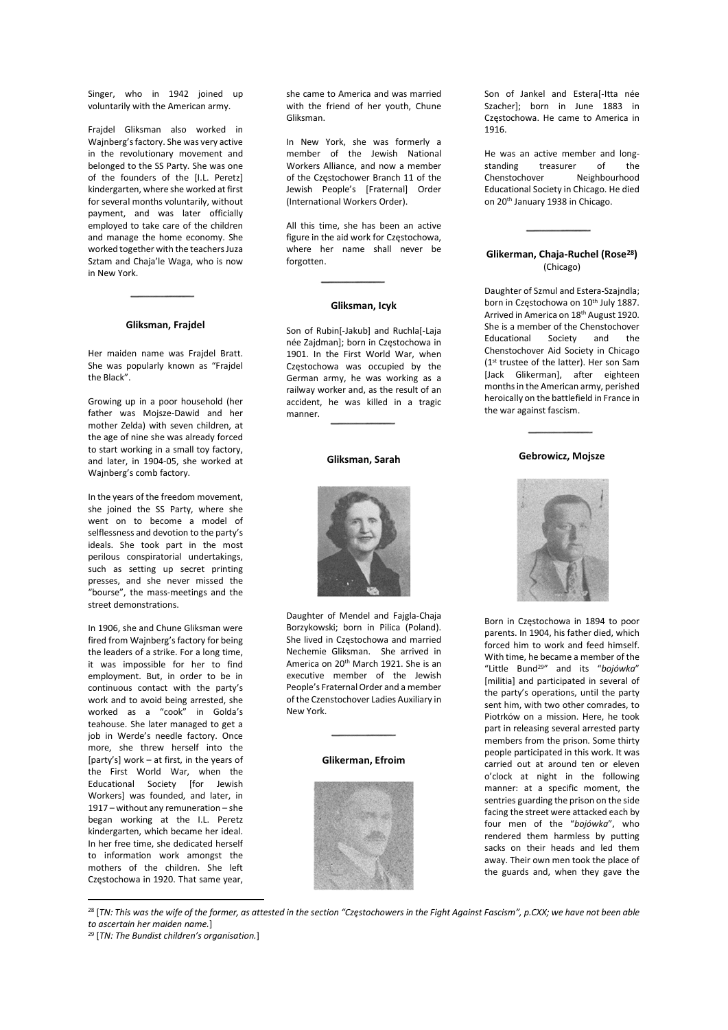Singer, who in 1942 joined up voluntarily with the American army.

Frajdel Gliksman also worked in Wajnberg's factory. She was very active in the revolutionary movement and belonged to the SS Party. She was one of the founders of the [I.L. Peretz] kindergarten, where she worked at first for several months voluntarily, without payment, and was later officially employed to take care of the children and manage the home economy. She worked together with the teachers Juza Sztam and Chaja'le Waga, who is now in New York.

---

### Gliksman, Frajdel

Her maiden name was Frajdel Bratt. She was popularly known as "Frajdel the Black".

Growing up in a poor household (her father was Mojsze-Dawid and her mother Zelda) with seven children, at the age of nine she was already forced to start working in a small toy factory, and later, in 1904-05, she worked at Wajnberg's comb factory.

In the years of the freedom movement, she joined the SS Party, where she went on to become a model of selflessness and devotion to the party's ideals. She took part in the most perilous conspiratorial undertakings, such as setting up secret printing presses, and she never missed the "bourse", the mass-meetings and the street demonstrations.

In 1906, she and Chune Gliksman were fired from Wajnberg's factory for being the leaders of a strike. For a long time, it was impossible for her to find employment. But, in order to be in continuous contact with the party's work and to avoid being arrested, she worked as a "cook" in Golda's teahouse. She later managed to get a job in Werde's needle factory. Once more, she threw herself into the [party's] work – at first, in the years of the First World War, when the Educational Society [for Jewish Workers] was founded, and later, in 1917 – without any remuneration – she began working at the I.L. Peretz kindergarten, which became her ideal. In her free time, she dedicated herself to information work amongst the mothers of the children. She left Częstochowa in 1920. That same year, she came to America and was married with the friend of her youth, Chune Gliksman.

In New York, she was formerly a member of the Jewish National Workers Alliance, and now a member of the Częstochower Branch 11 of the Jewish People's [Fraternal] Order (International Workers Order).

All this time, she has been an active figure in the aid work for Częstochowa, where her name shall never be forgotten.

---

### Gliksman, Icyk

Son of Rubin[-Jakub] and Ruchla[-Laja née Zajdman]; born in Częstochowa in 1901. In the First World War, when Częstochowa was occupied by the German army, he was working as a railway worker and, as the result of an accident, he was killed in a tragic manner.

---

### Gliksman, Sarah

Daughter of Mendel and Fajgla-Chaja Borzykowski; born in Pilica (Poland). She lived in Częstochowa and married Nechemie Gliksman. She arrived in America on 20th March 1921. She is an executive member of the Jewish People's Fraternal Order and a member of the Czenstochover Ladies Auxiliary in New York.

---

### Glikerman, Efroim

Son of Jankel and Estera[-Itta née Szacher]; born in June 1883 in Częstochowa. He came to America in 1916.

He was an active member and long-standing treasurer of the Chenstochover Neighbourhood Educational Society in Chicago. He died on 20th January 1938 in Chicago.

---

### Glikerman, Chaja-Ruchel (Rose[28])
(Chicago)

Daughter of Szmul and Estera-Szajndla; born in Częstochowa on 10th July 1887. Arrived in America on 18th August 1920. She is a member of the Chenstochover Educational Society and the Chenstochover Aid Society in Chicago (1st trustee of the latter). Her son Sam [Jack Glikerman], after eighteen months in the American army, perished heroically on the battlefield in France in the war against fascism.

---

### Gebrowicz, Mojsze

Born in Częstochowa in 1894 to poor parents. In 1904, his father died, which forced him to work and feed himself. With time, he became a member of the "Little Bund[29]" and its "*bojówka*" [militia] and participated in several of the party's operations, until the party sent him, with two other comrades, to Piotrków on a mission. Here, he took part in releasing several arrested party members from the prison. Some thirty people participated in this work. It was carried out at around ten or eleven o'clock at night in the following manner: at a specific moment, the sentries guarding the prison on the side facing the street were attacked each by four men of the "*bojówka*", who rendered them harmless by putting sacks on their heads and led them away. Their own men took the place of the guards and, when they gave the

---

[28] [*TN: This was the wife of the former, as attested in the section "Częstochowers in the Fight Against Fascism", p.CXX; we have not been able to ascertain her maiden name.*]

[29] [*TN: The Bundist children's organisation.*]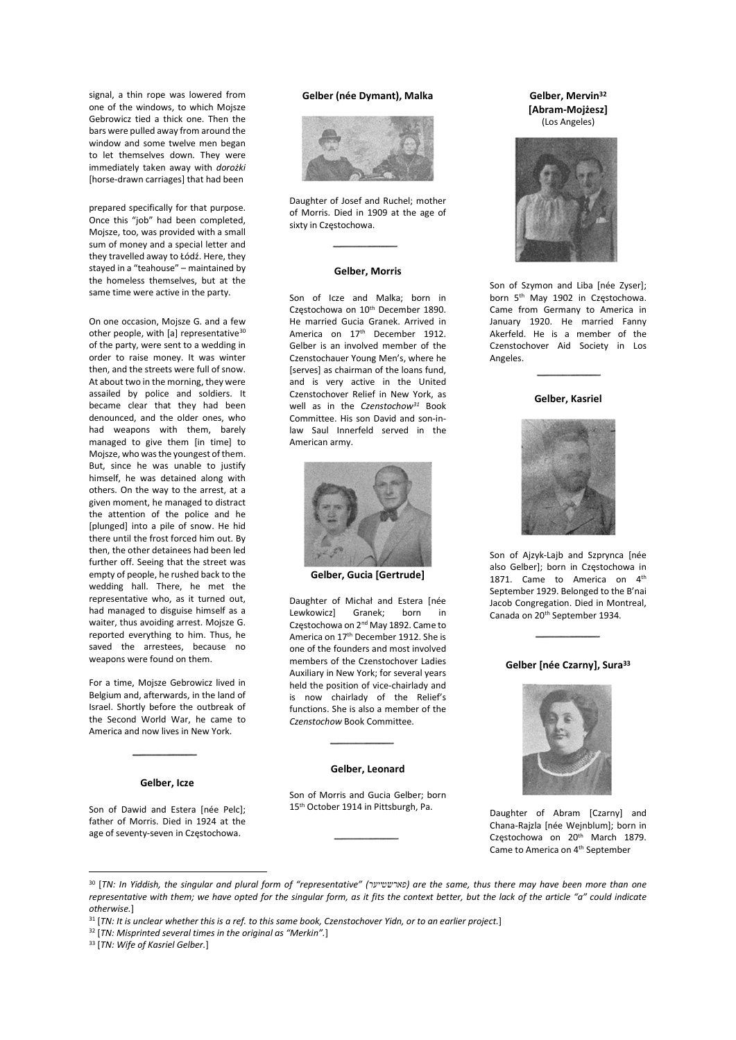signal, a thin rope was lowered from one of the windows, to which Mojsze Gebrowicz tied a thick one. Then the bars were pulled away from around the window and some twelve men began to let themselves down. They were immediately taken away with *dorożki* [horse-drawn carriages] that had been prepared specifically for that purpose. Once this "job" had been completed, Mojsze, too, was provided with a small sum of money and a special letter and they travelled away to Łódź. Here, they stayed in a "teahouse" – maintained by the homeless themselves, but at the same time were active in the party.

On one occasion, Mojsze G. and a few other people, with [a] representative[30] of the party, were sent to a wedding in order to raise money. It was winter then, and the streets were full of snow. At about two in the morning, they were assailed by police and soldiers. It became clear that they had been denounced, and the older ones, who had weapons with them, barely managed to give them [in time] to Mojsze, who was the youngest of them. But, since he was unable to justify himself, he was detained along with others. On the way to the arrest, at a given moment, he managed to distract the attention of the police and he [plunged] into a pile of snow. He hid there until the frost forced him out. By then, the other detainees had been led further off. Seeing that the street was empty of people, he rushed back to the wedding hall. There, he met the representative who, as it turned out, had managed to disguise himself as a waiter, thus avoiding arrest. Mojsze G. reported everything to him. Thus, he saved the arrestees, because no weapons were found on them.

For a time, Mojsze Gebrowicz lived in Belgium and, afterwards, in the land of Israel. Shortly before the outbreak of the Second World War, he came to America and now lives in New York.

---

### Gelber, Icze

Son of Dawid and Estera [née Pelc]; father of Morris. Died in 1924 at the age of seventy-seven in Częstochowa.

### Gelber (née Dymant), Malka

Daughter of Josef and Ruchel; mother of Morris. Died in 1909 at the age of sixty in Częstochowa.

---

### Gelber, Morris

Son of Icze and Malka; born in Częstochowa on 10th December 1890. He married Gucia Granek. Arrived in America on 17th December 1912. Gelber is an involved member of the Czenstochauer Young Men's, where he [serves] as chairman of the loans fund, and is very active in the United Czenstochover Relief in New York, as well as in the *Czenstochow*[31] Book Committee. His son David and son-in-law Saul Innerfeld served in the American army.

### Gelber, Gucia [Gertrude]

Daughter of Michał and Estera [née Lewkowicz] Granek; born in Częstochowa on 2nd May 1892. Came to America on 17th December 1912. She is one of the founders and most involved members of the Czenstochover Ladies Auxiliary in New York; for several years held the position of vice-chairlady and is now chairlady of the Relief's functions. She is also a member of the *Czenstochow* Book Committee.

---

### Gelber, Leonard

Son of Morris and Gucia Gelber; born 15th October 1914 in Pittsburgh, Pa.

---

### Gelber, Mervin[32] [Abram-Mojżesz]
(Los Angeles)

Son of Szymon and Liba [née Zyser]; born 5th May 1902 in Częstochowa. Came from Germany to America in January 1920. He married Fanny Akerfeld. He is a member of the Czenstochover Aid Society in Los Angeles.

---

### Gelber, Kasriel

Son of Ajzyk-Lajb and Szprynca [née also Gelber]; born in Częstochowa in 1871. Came to America on 4th September 1929. Belonged to the B'nai Jacob Congregation. Died in Montreal, Canada on 20th September 1934.

---

### Gelber [née Czarny], Sura[33]

Daughter of Abram [Czarny] and Chana-Rajzla [née Wejnblum]; born in Częstochowa on 20th March 1879. Came to America on 4th September

---

[30] [*TN: In Yiddish, the singular and plural form of "representative" (פארשטייער) are the same, thus there may have been more than one representative with them; we have opted for the singular form, as it fits the context better, but the lack of the article "a" could indicate otherwise.*]

[31] [*TN: It is unclear whether this is a ref. to this same book, Czenstochover Yidn, or to an earlier project.*]

[32] [*TN: Misprinted several times in the original as "Merkin".*]

[33] [*TN: Wife of Kasriel Gelber.*]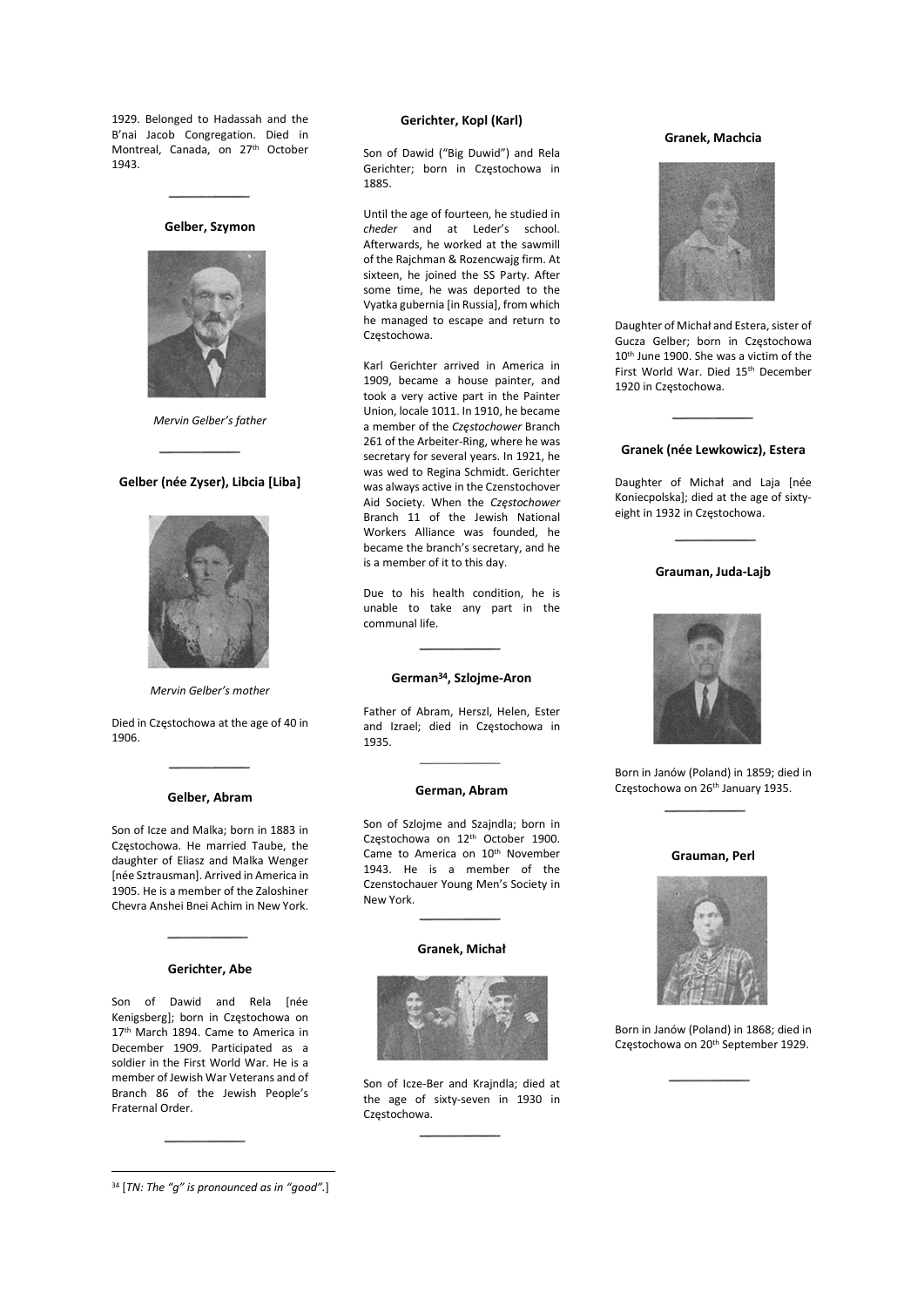1929. Belonged to Hadassah and the B'nai Jacob Congregation. Died in Montreal, Canada, on 27th October 1943.

---

### Gelber, Szymon

*Mervin Gelber's father*

---

### Gelber (née Zyser), Libcia [Liba]

*Mervin Gelber's mother*

Died in Częstochowa at the age of 40 in 1906.

---

### Gelber, Abram

Son of Icze and Malka; born in 1883 in Częstochowa. He married Taube, the daughter of Eliasz and Malka Wenger [née Sztrausman]. Arrived in America in 1905. He is a member of the Zaloshiner Chevra Anshei Bnei Achim in New York.

---

### Gerichter, Abe

Son of Dawid and Rela [née Kenigsberg]; born in Częstochowa on 17th March 1894. Came to America in December 1909. Participated as a soldier in the First World War. He is a member of Jewish War Veterans and of Branch 86 of the Jewish People's Fraternal Order.

---

### Gerichter, Kopl (Karl)

Son of Dawid ("Big Duwid") and Rela Gerichter; born in Częstochowa in 1885.

Until the age of fourteen, he studied in *cheder* and at Leder's school. Afterwards, he worked at the sawmill of the Rajchman & Rozencwajg firm. At sixteen, he joined the SS Party. After some time, he was deported to the Vyatka gubernia [in Russia], from which he managed to escape and return to Częstochowa.

Karl Gerichter arrived in America in 1909, became a house painter, and took a very active part in the Painter Union, locale 1011. In 1910, he became a member of the *Częstochower* Branch 261 of the Arbeiter-Ring, where he was secretary for several years. In 1921, he was wed to Regina Schmidt. Gerichter was always active in the Czenstochover Aid Society. When the *Częstochower* Branch 11 of the Jewish National Workers Alliance was founded, he became the branch's secretary, and he is a member of it to this day.

Due to his health condition, he is unable to take any part in the communal life.

---

### German[34], Szlojme-Aron

Father of Abram, Herszl, Helen, Ester and Izrael; died in Częstochowa in 1935.

---

### German, Abram

Son of Szlojme and Szajndla; born in Częstochowa on 12th October 1900. Came to America on 10th November 1943. He is a member of the Czenstochauer Young Men's Society in New York.

---

### Granek, Michał

Son of Icze-Ber and Krajndla; died at the age of sixty-seven in 1930 in Częstochowa.

---

### Granek, Machcia

Daughter of Michał and Estera, sister of Gucza Gelber; born in Częstochowa 10th June 1900. She was a victim of the First World War. Died 15th December 1920 in Częstochowa.

---

### Granek (née Lewkowicz), Estera

Daughter of Michał and Laja [née Koniecpolska]; died at the age of sixty-eight in 1932 in Częstochowa.

---

### Grauman, Juda-Lajb

Born in Janów (Poland) in 1859; died in Częstochowa on 26th January 1935.

---

### Grauman, Perl

Born in Janów (Poland) in 1868; died in Częstochowa on 20th September 1929.

---

[34] [*TN: The "g" is pronounced as in "good".*]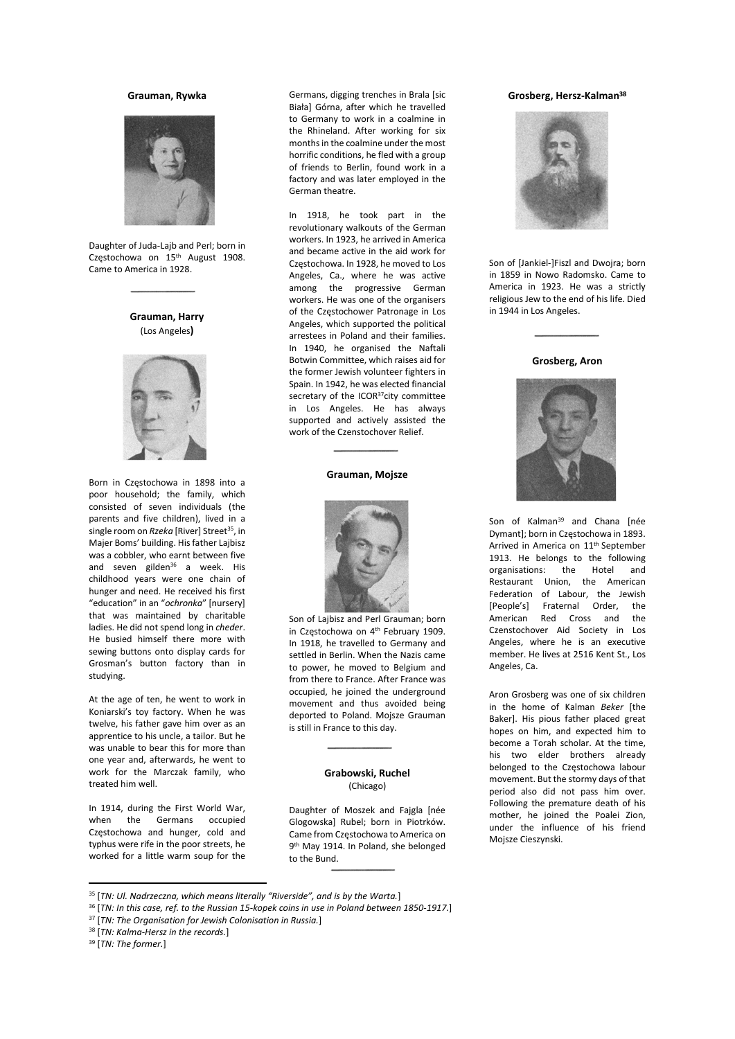### Grauman, Rywka

Daughter of Juda-Lajb and Perl; born in Częstochowa on 15th August 1908. Came to America in 1928.

---

### Grauman, Harry

(Los Angeles)

Born in Częstochowa in 1898 into a poor household; the family, which consisted of seven individuals (the parents and five children), lived in a single room on *Rzeka* [River] Street[35], in Majer Boms' building. His father Lajbisz was a cobbler, who earnt between five and seven gilden[36] a week. His childhood years were one chain of hunger and need. He received his first "education" in an "*ochronka*" [nursery] that was maintained by charitable ladies. He did not spend long in *cheder*. He busied himself there more with sewing buttons onto display cards for Grosman's button factory than in studying.

At the age of ten, he went to work in Koniarski's toy factory. When he was twelve, his father gave him over as an apprentice to his uncle, a tailor. But he was unable to bear this for more than one year and, afterwards, he went to work for the Marczak family, who treated him well.

In 1914, during the First World War, when the Germans occupied Częstochowa and hunger, cold and typhus were rife in the poor streets, he worked for a little warm soup for the Germans, digging trenches in Brala [sic Biała] Górna, after which he travelled to Germany to work in a coalmine in the Rhineland. After working for six months in the coalmine under the most horrific conditions, he fled with a group of friends to Berlin, found work in a factory and was later employed in the German theatre.

In 1918, he took part in the revolutionary walkouts of the German workers. In 1923, he arrived in America and became active in the aid work for Częstochowa. In 1928, he moved to Los Angeles, Ca., where he was active among the progressive German workers. He was one of the organisers of the Częstochower Patronage in Los Angeles, which supported the political arrestees in Poland and their families. In 1940, he organised the Naftali Botwin Committee, which raises aid for the former Jewish volunteer fighters in Spain. In 1942, he was elected financial secretary of the ICOR[37] city committee in Los Angeles. He has always supported and actively assisted the work of the Czenstochover Relief.

---

### Grauman, Mojsze

Son of Lajbisz and Perl Grauman; born in Częstochowa on 4th February 1909. In 1918, he travelled to Germany and settled in Berlin. When the Nazis came to power, he moved to Belgium and from there to France. After France was occupied, he joined the underground movement and thus avoided being deported to Poland. Mojsze Grauman is still in France to this day.

---

### Grabowski, Ruchel

(Chicago)

Daughter of Moszek and Fajgla [née Glogowska] Rubel; born in Piotrków. Came from Częstochowa to America on 9th May 1914. In Poland, she belonged to the Bund.

---

### Grosberg, Hersz-Kalman[38]

Son of [Jankiel-]Fiszl and Dwojra; born in 1859 in Nowo Radomsko. Came to America in 1923. He was a strictly religious Jew to the end of his life. Died in 1944 in Los Angeles.

---

### Grosberg, Aron

Son of Kalman[39] and Chana [née Dymant]; born in Częstochowa in 1893. Arrived in America on 11th September 1913. He belongs to the following organisations: the Hotel and Restaurant Union, the American Federation of Labour, the Jewish [People's] Fraternal Order, the American Red Cross and the Czenstochover Aid Society in Los Angeles, where he is an executive member. He lives at 2516 Kent St., Los Angeles, Ca.

Aron Grosberg was one of six children in the home of Kalman *Beker* [the Baker]. His pious father placed great hopes on him, and expected him to become a Torah scholar. At the time, his two elder brothers already belonged to the Częstochowa labour movement. But the stormy days of that period also did not pass him over. Following the premature death of his mother, he joined the Poalei Zion, under the influence of his friend Mojsze Cieszynski.

---

35 [*TN: Ul. Nadrzeczna, which means literally "Riverside", and is by the Warta.*]

36 [*TN: In this case, ref. to the Russian 15-kopek coins in use in Poland between 1850-1917.*]

37 [*TN: The Organisation for Jewish Colonisation in Russia.*]

38 [*TN: Kalma-Hersz in the records.*]

39 [*TN: The former.*]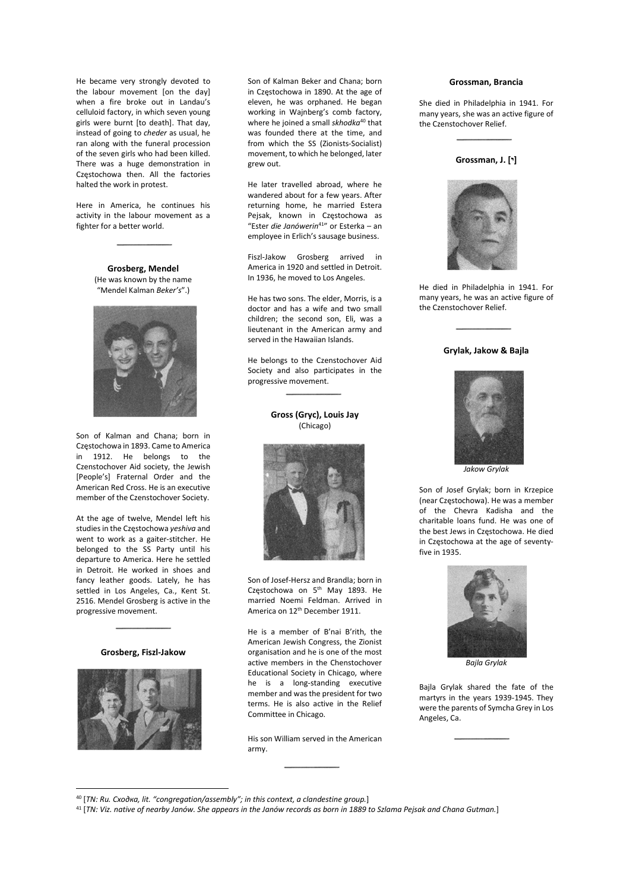He became very strongly devoted to the labour movement [on the day] when a fire broke out in Landau's celluloid factory, in which seven young girls were burnt [to death]. That day, instead of going to *cheder* as usual, he ran along with the funeral procession of the seven girls who had been killed. There was a huge demonstration in Częstochowa then. All the factories halted the work in protest.

Here in America, he continues his activity in the labour movement as a fighter for a better world.

---

**Grosberg, Mendel**
(He was known by the name "Mendel Kalman *Beker's*".)

Son of Kalman and Chana; born in Częstochowa in 1893. Came to America in 1912. He belongs to the Czenstochover Aid society, the Jewish [People's] Fraternal Order and the American Red Cross. He is an executive member of the Czenstochover Society.

At the age of twelve, Mendel left his studies in the Częstochowa *yeshiva* and went to work as a gaiter-stitcher. He belonged to the SS Party until his departure to America. Here he settled in Detroit. He worked in shoes and fancy leather goods. Lately, he has settled in Los Angeles, Ca., Kent St. 2516. Mendel Grosberg is active in the progressive movement.

---

**Grosberg, Fiszl-Jakow**

Son of Kalman Beker and Chana; born in Częstochowa in 1890. At the age of eleven, he was orphaned. He began working in Wajnberg's comb factory, where he joined a small *skhodka*[40] that was founded there at the time, and from which the SS (Zionists-Socialist) movement, to which he belonged, later grew out.

He later travelled abroad, where he wandered about for a few years. After returning home, he married Estera Pejsak, known in Częstochowa as "Ester *die Janówerin*[41]" or Esterka – an employee in Erlich's sausage business.

Fiszl-Jakow Grosberg arrived in America in 1920 and settled in Detroit. In 1936, he moved to Los Angeles.

He has two sons. The elder, Morris, is a doctor and has a wife and two small children; the second son, Eli, was a lieutenant in the American army and served in the Hawaiian Islands.

He belongs to the Czenstochover Aid Society and also participates in the progressive movement.

---

**Gross (Gryc), Louis Jay**
(Chicago)

Son of Josef-Hersz and Brandla; born in Częstochowa on 5th May 1893. He married Noemi Feldman. Arrived in America on 12th December 1911.

He is a member of B'nai B'rith, the American Jewish Congress, the Zionist organisation and he is one of the most active members in the Chenstochover Educational Society in Chicago, where he is a long-standing executive member and was the president for two terms. He is also active in the Relief Committee in Chicago.

His son William served in the American army.

---

**Grossman, Brancia**

She died in Philadelphia in 1941. For many years, she was an active figure of the Czenstochover Relief.

---

**Grossman, J. [י]**

He died in Philadelphia in 1941. For many years, he was an active figure of the Czenstochover Relief.

---

**Grylak, Jakow & Bajla**

*Jakow Grylak*

Son of Josef Grylak; born in Krzepice (near Częstochowa). He was a member of the Chevra Kadisha and the charitable loans fund. He was one of the best Jews in Częstochowa. He died in Częstochowa at the age of seventy-five in 1935.

*Bajla Grylak*

Bajla Grylak shared the fate of the martyrs in the years 1939-1945. They were the parents of Symcha Grey in Los Angeles, Ca.

---

[40] [*TN: Ru. Сходка, lit. "congregation/assembly"; in this context, a clandestine group.*]

[41] [*TN: Viz. native of nearby Janów. She appears in the Janów records as born in 1889 to Szlama Pejsak and Chana Gutman.*]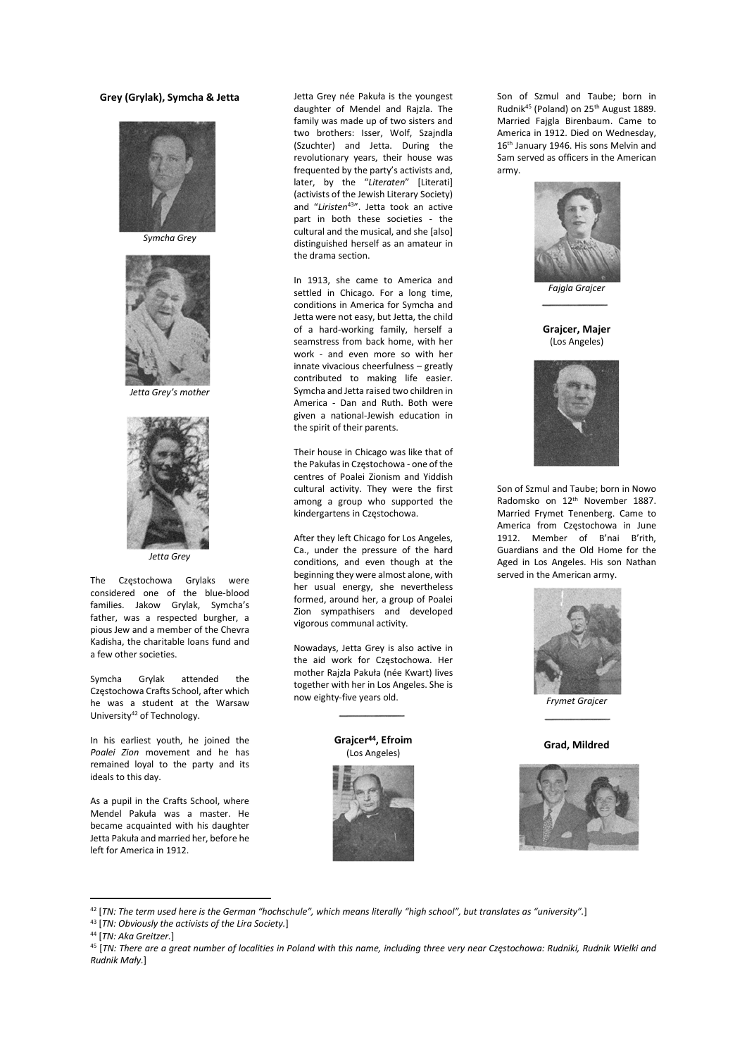### Grey (Grylak), Symcha & Jetta

*Symcha Grey*

*Jetta Grey's mother*

*Jetta Grey*

The Częstochowa Grylaks were considered one of the blue-blood families. Jakow Grylak, Symcha's father, was a respected burgher, a pious Jew and a member of the Chevra Kadisha, the charitable loans fund and a few other societies.

Symcha Grylak attended the Częstochowa Crafts School, after which he was a student at the Warsaw University[42] of Technology.

In his earliest youth, he joined the *Poalei Zion* movement and he has remained loyal to the party and its ideals to this day.

As a pupil in the Crafts School, where Mendel Pakuła was a master. He became acquainted with his daughter Jetta Pakuła and married her, before he left for America in 1912.

Jetta Grey née Pakuła is the youngest daughter of Mendel and Rajzla. The family was made up of two sisters and two brothers: Isser, Wolf, Szajndla (Szuchter) and Jetta. During the revolutionary years, their house was frequented by the party's activists and, later, by the "*Literaten*" [Literati] (activists of the Jewish Literary Society) and "*Liristen*[43]". Jetta took an active part in both these societies - the cultural and the musical, and she [also] distinguished herself as an amateur in the drama section.

In 1913, she came to America and settled in Chicago. For a long time, conditions in America for Symcha and Jetta were not easy, but Jetta, the child of a hard-working family, herself a seamstress from back home, with her work - and even more so with her innate vivacious cheerfulness – greatly contributed to making life easier. Symcha and Jetta raised two children in America - Dan and Ruth. Both were given a national-Jewish education in the spirit of their parents.

Their house in Chicago was like that of the Pakułas in Częstochowa - one of the centres of Poalei Zionism and Yiddish cultural activity. They were the first among a group who supported the kindergartens in Częstochowa.

After they left Chicago for Los Angeles, Ca., under the pressure of the hard conditions, and even though at the beginning they were almost alone, with her usual energy, she nevertheless formed, around her, a group of Poalei Zion sympathisers and developed vigorous communal activity.

Nowadays, Jetta Grey is also active in the aid work for Częstochowa. Her mother Rajzla Pakuła (née Kwart) lives together with her in Los Angeles. She is now eighty-five years old.

---

### Grajcer[44], Efroim
(Los Angeles)

Son of Szmul and Taube; born in Rudnik[45] (Poland) on 25th August 1889. Married Fajgla Birenbaum. Came to America in 1912. Died on Wednesday, 16th January 1946. His sons Melvin and Sam served as officers in the American army.

*Fajgla Grajcer*

---

### Grajcer, Majer
(Los Angeles)

Son of Szmul and Taube; born in Nowo Radomsko on 12th November 1887. Married Frymet Tenenberg. Came to America from Częstochowa in June 1912. Member of B'nai B'rith, Guardians and the Old Home for the Aged in Los Angeles. His son Nathan served in the American army.

*Frymet Grajcer*

---

### Grad, Mildred

---

[42] [*TN: The term used here is the German "hochschule", which means literally "high school", but translates as "university".*]

[43] [*TN: Obviously the activists of the Lira Society.*]

[44] [*TN: Aka Greitzer.*]

[45] [*TN: There are a great number of localities in Poland with this name, including three very near Częstochowa: Rudniki, Rudnik Wielki and Rudnik Mały.*]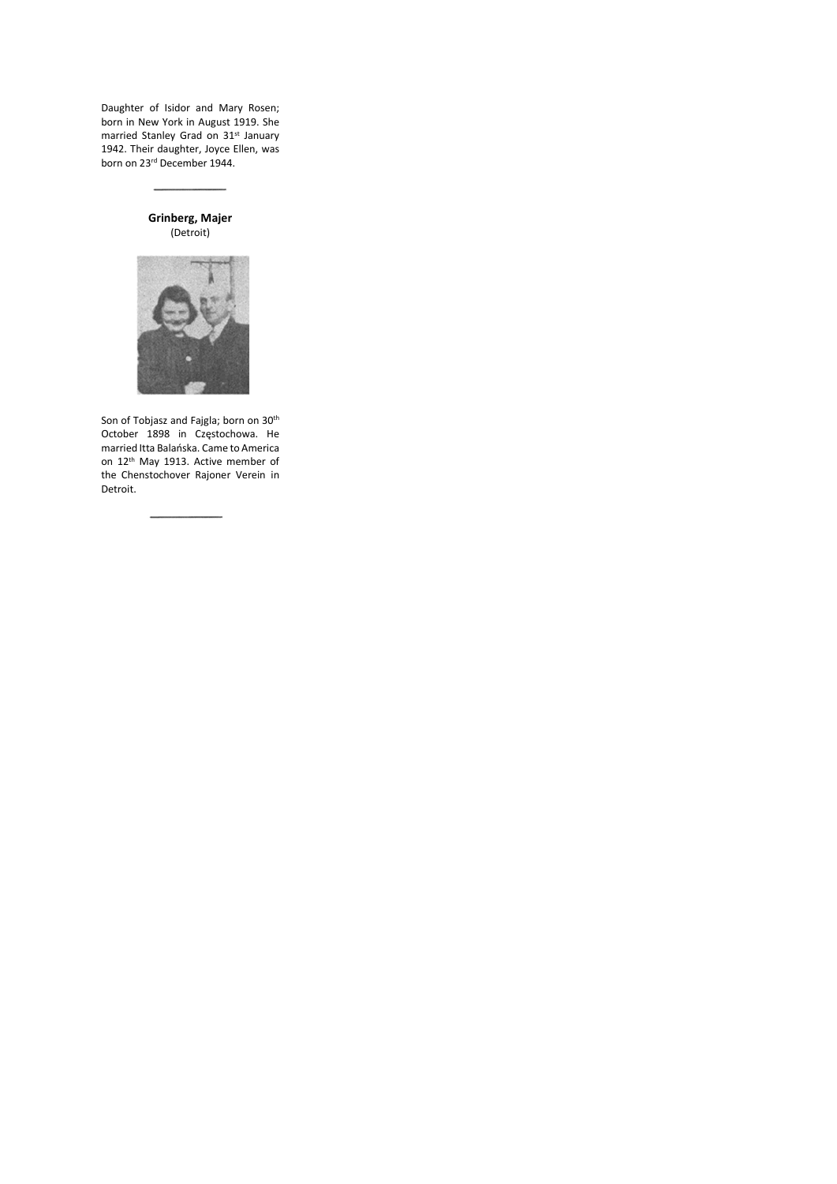Daughter of Isidor and Mary Rosen; born in New York in August 1919. She married Stanley Grad on 31st January 1942. Their daughter, Joyce Ellen, was born on 23rd December 1944.

---

**Grinberg, Majer**
(Detroit)

Son of Tobjasz and Fajgla; born on 30th October 1898 in Częstochowa. He married Itta Balańska. Came to America on 12th May 1913. Active member of the Chenstochover Rajoner Verein in Detroit.

---